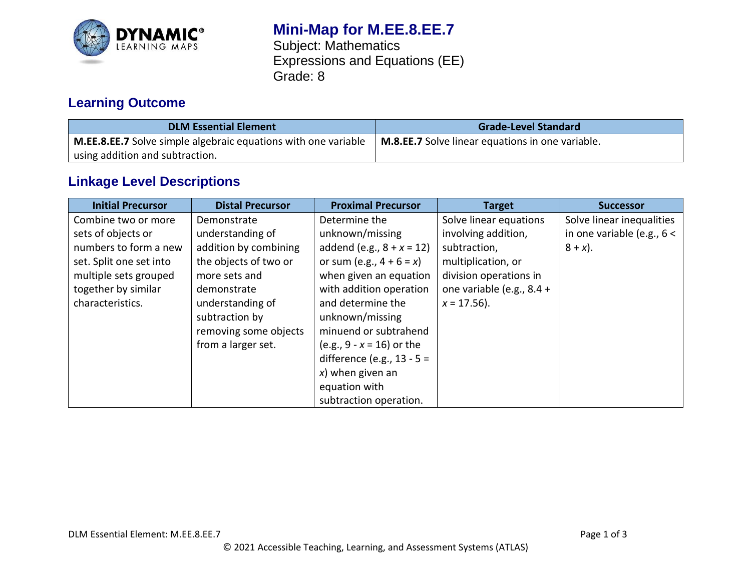# Mini-Map for M.EE.8.EE.7

Subject: Mathematics
Expressions and Equations (EE)
Grade: 8

## Learning Outcome

| DLM Essential Element | Grade-Level Standard |
|---|---|
| **M.EE.8.EE.7** Solve simple algebraic equations with one variable using addition and subtraction. | **M.8.EE.7** Solve linear equations in one variable. |

## Linkage Level Descriptions

| Initial Precursor | Distal Precursor | Proximal Precursor | Target | Successor |
|---|---|---|---|---|
| Combine two or more sets of objects or numbers to form a new set. Split one set into multiple sets grouped together by similar characteristics. | Demonstrate understanding of addition by combining the objects of two or more sets and demonstrate understanding of subtraction by removing some objects from a larger set. | Determine the unknown/missing addend (e.g., $8 + x = 12$) or sum (e.g., $4 + 6 = x$) when given an equation with addition operation and determine the unknown/missing minuend or subtrahend (e.g., $9 - x = 16$) or the difference (e.g., $13 - 5 = x$) when given an equation with subtraction operation. | Solve linear equations involving addition, subtraction, multiplication, or division operations in one variable (e.g., $8.4 + x = 17.56$). | Solve linear inequalities in one variable (e.g., $6 < 8 + x$). |

© 2021 Accessible Teaching, Learning, and Assessment Systems (ATLAS)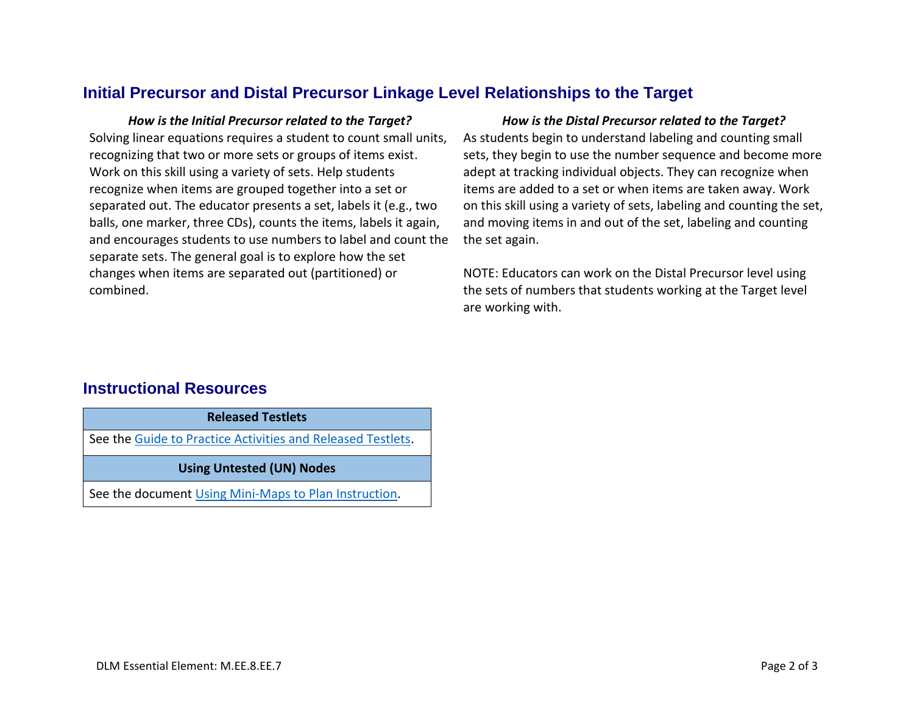## Initial Precursor and Distal Precursor Linkage Level Relationships to the Target

***How is the Initial Precursor related to the Target?***

Solving linear equations requires a student to count small units, recognizing that two or more sets or groups of items exist. Work on this skill using a variety of sets. Help students recognize when items are grouped together into a set or separated out. The educator presents a set, labels it (e.g., two balls, one marker, three CDs), counts the items, labels it again, and encourages students to use numbers to label and count the separate sets. The general goal is to explore how the set changes when items are separated out (partitioned) or combined.

***How is the Distal Precursor related to the Target?***

As students begin to understand labeling and counting small sets, they begin to use the number sequence and become more adept at tracking individual objects. They can recognize when items are added to a set or when items are taken away. Work on this skill using a variety of sets, labeling and counting the set, and moving items in and out of the set, labeling and counting the set again.

NOTE: Educators can work on the Distal Precursor level using the sets of numbers that students working at the Target level are working with.

## Instructional Resources

| Released Testlets |
|---|
| See the Guide to Practice Activities and Released Testlets. |
| **Using Untested (UN) Nodes** |
| See the document Using Mini-Maps to Plan Instruction. |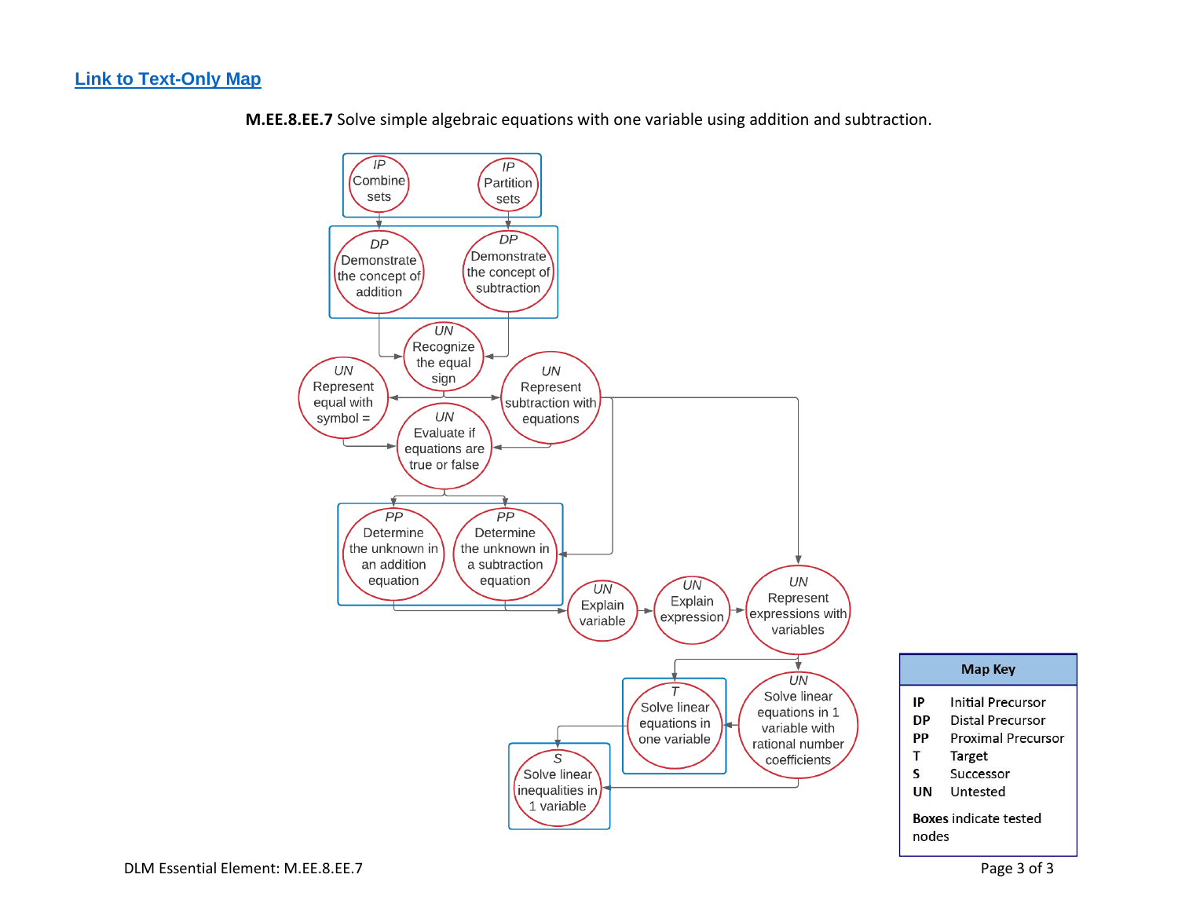[Link to Text-Only Map]

**M.EE.8.EE.7** Solve simple algebraic equations with one variable using addition and subtraction.

*IP* Combine sets

*IP* Partition sets

*DP* Demonstrate the concept of addition

*DP* Demonstrate the concept of subtraction

*UN* Recognize the equal sign

*UN* Represent equal with symbol =

*UN* Represent subtraction with equations

*UN* Evaluate if equations are true or false

*PP* Determine the unknown in an addition equation

*PP* Determine the unknown in a subtraction equation

*UN* Explain variable

*UN* Explain expression

*UN* Represent expressions with variables

*T* Solve linear equations in one variable

*UN* Solve linear equations in 1 variable with rational number coefficients

*S* Solve linear inequalities in 1 variable

**Map Key**

| | |
|---|---|
| **IP** | Initial Precursor |
| **DP** | Distal Precursor |
| **PP** | Proximal Precursor |
| **T** | Target |
| **S** | Successor |
| **UN** | Untested |

**Boxes** indicate tested nodes

DLM Essential Element: M.EE.8.EE.7